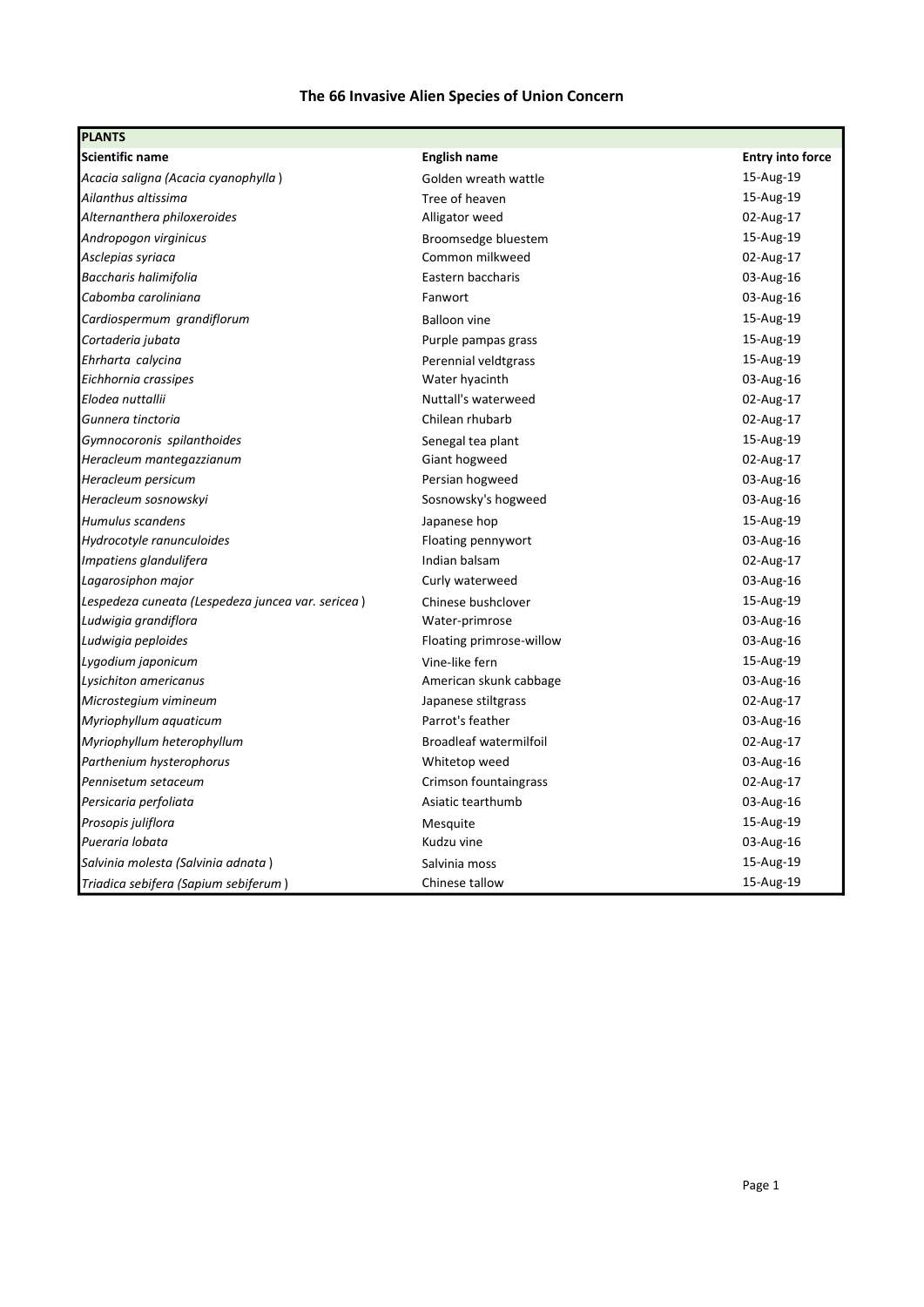# The 66 Invasive Alien Species of Union Concern

| **PLANTS** | | |
|---|---|---|
| **Scientific name** | **English name** | **Entry into force** |
| *Acacia saligna (Acacia cyanophylla* ) | Golden wreath wattle | 15-Aug-19 |
| *Ailanthus altissima* | Tree of heaven | 15-Aug-19 |
| *Alternanthera philoxeroides* | Alligator weed | 02-Aug-17 |
| *Andropogon virginicus* | Broomsedge bluestem | 15-Aug-19 |
| *Asclepias syriaca* | Common milkweed | 02-Aug-17 |
| *Baccharis halimifolia* | Eastern baccharis | 03-Aug-16 |
| *Cabomba caroliniana* | Fanwort | 03-Aug-16 |
| *Cardiospermum grandiflorum* | Balloon vine | 15-Aug-19 |
| *Cortaderia jubata* | Purple pampas grass | 15-Aug-19 |
| *Ehrharta calycina* | Perennial veldtgrass | 15-Aug-19 |
| *Eichhornia crassipes* | Water hyacinth | 03-Aug-16 |
| *Elodea nuttallii* | Nuttall's waterweed | 02-Aug-17 |
| *Gunnera tinctoria* | Chilean rhubarb | 02-Aug-17 |
| *Gymnocoronis spilanthoides* | Senegal tea plant | 15-Aug-19 |
| *Heracleum mantegazzianum* | Giant hogweed | 02-Aug-17 |
| *Heracleum persicum* | Persian hogweed | 03-Aug-16 |
| *Heracleum sosnowskyi* | Sosnowsky's hogweed | 03-Aug-16 |
| *Humulus scandens* | Japanese hop | 15-Aug-19 |
| *Hydrocotyle ranunculoides* | Floating pennywort | 03-Aug-16 |
| *Impatiens glandulifera* | Indian balsam | 02-Aug-17 |
| *Lagarosiphon major* | Curly waterweed | 03-Aug-16 |
| *Lespedeza cuneata (Lespedeza juncea var. sericea* ) | Chinese bushclover | 15-Aug-19 |
| *Ludwigia grandiflora* | Water-primrose | 03-Aug-16 |
| *Ludwigia peploides* | Floating primrose-willow | 03-Aug-16 |
| *Lygodium japonicum* | Vine-like fern | 15-Aug-19 |
| *Lysichiton americanus* | American skunk cabbage | 03-Aug-16 |
| *Microstegium vimineum* | Japanese stiltgrass | 02-Aug-17 |
| *Myriophyllum aquaticum* | Parrot's feather | 03-Aug-16 |
| *Myriophyllum heterophyllum* | Broadleaf watermilfoil | 02-Aug-17 |
| *Parthenium hysterophorus* | Whitetop weed | 03-Aug-16 |
| *Pennisetum setaceum* | Crimson fountaingrass | 02-Aug-17 |
| *Persicaria perfoliata* | Asiatic tearthumb | 03-Aug-16 |
| *Prosopis juliflora* | Mesquite | 15-Aug-19 |
| *Pueraria lobata* | Kudzu vine | 03-Aug-16 |
| *Salvinia molesta (Salvinia adnata* ) | Salvinia moss | 15-Aug-19 |
| *Triadica sebifera (Sapium sebiferum* ) | Chinese tallow | 15-Aug-19 |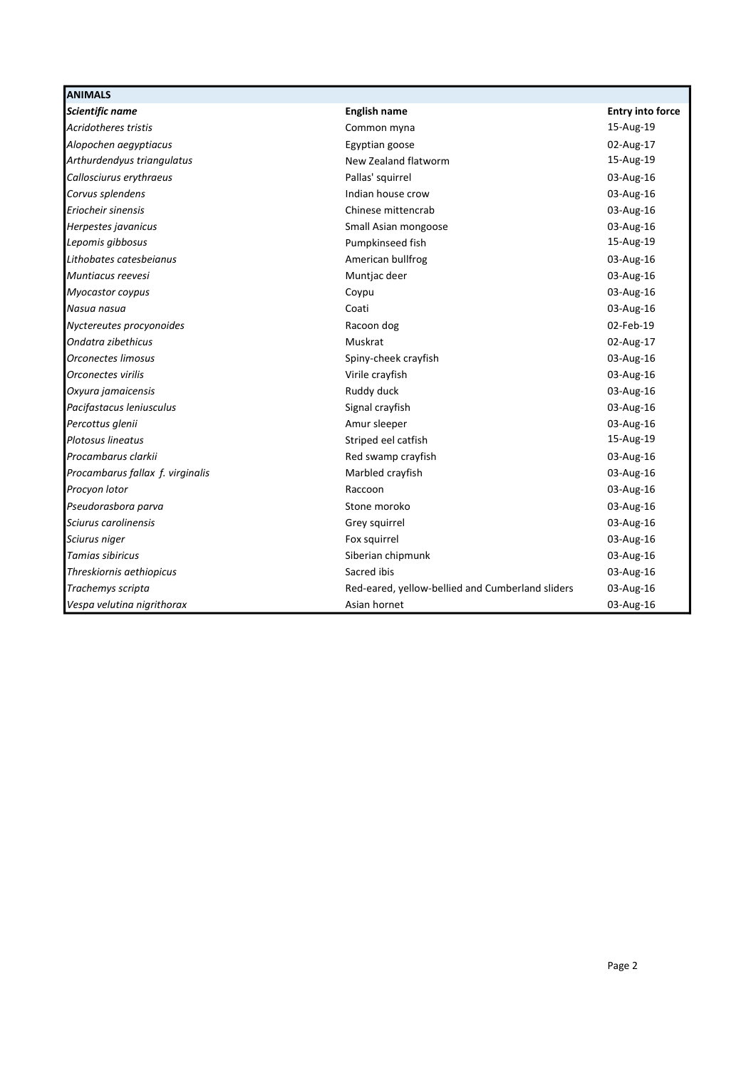| ANIMALS | | |
|---|---|---|
| ***Scientific name*** | **English name** | **Entry into force** |
| *Acridotheres tristis* | Common myna | 15-Aug-19 |
| *Alopochen aegyptiacus* | Egyptian goose | 02-Aug-17 |
| *Arthurdendyus triangulatus* | New Zealand flatworm | 15-Aug-19 |
| *Callosciurus erythraeus* | Pallas' squirrel | 03-Aug-16 |
| *Corvus splendens* | Indian house crow | 03-Aug-16 |
| *Eriocheir sinensis* | Chinese mittencrab | 03-Aug-16 |
| *Herpestes javanicus* | Small Asian mongoose | 03-Aug-16 |
| *Lepomis gibbosus* | Pumpkinseed fish | 15-Aug-19 |
| *Lithobates catesbeianus* | American bullfrog | 03-Aug-16 |
| *Muntiacus reevesi* | Muntjac deer | 03-Aug-16 |
| *Myocastor coypus* | Coypu | 03-Aug-16 |
| *Nasua nasua* | Coati | 03-Aug-16 |
| *Nyctereutes procyonoides* | Racoon dog | 02-Feb-19 |
| *Ondatra zibethicus* | Muskrat | 02-Aug-17 |
| *Orconectes limosus* | Spiny-cheek crayfish | 03-Aug-16 |
| *Orconectes virilis* | Virile crayfish | 03-Aug-16 |
| *Oxyura jamaicensis* | Ruddy duck | 03-Aug-16 |
| *Pacifastacus leniusculus* | Signal crayfish | 03-Aug-16 |
| *Percottus glenii* | Amur sleeper | 03-Aug-16 |
| *Plotosus lineatus* | Striped eel catfish | 15-Aug-19 |
| *Procambarus clarkii* | Red swamp crayfish | 03-Aug-16 |
| *Procambarus fallax f. virginalis* | Marbled crayfish | 03-Aug-16 |
| *Procyon lotor* | Raccoon | 03-Aug-16 |
| *Pseudorasbora parva* | Stone moroko | 03-Aug-16 |
| *Sciurus carolinensis* | Grey squirrel | 03-Aug-16 |
| *Sciurus niger* | Fox squirrel | 03-Aug-16 |
| *Tamias sibiricus* | Siberian chipmunk | 03-Aug-16 |
| *Threskiornis aethiopicus* | Sacred ibis | 03-Aug-16 |
| *Trachemys scripta* | Red-eared, yellow-bellied and Cumberland sliders | 03-Aug-16 |
| *Vespa velutina nigrithorax* | Asian hornet | 03-Aug-16 |